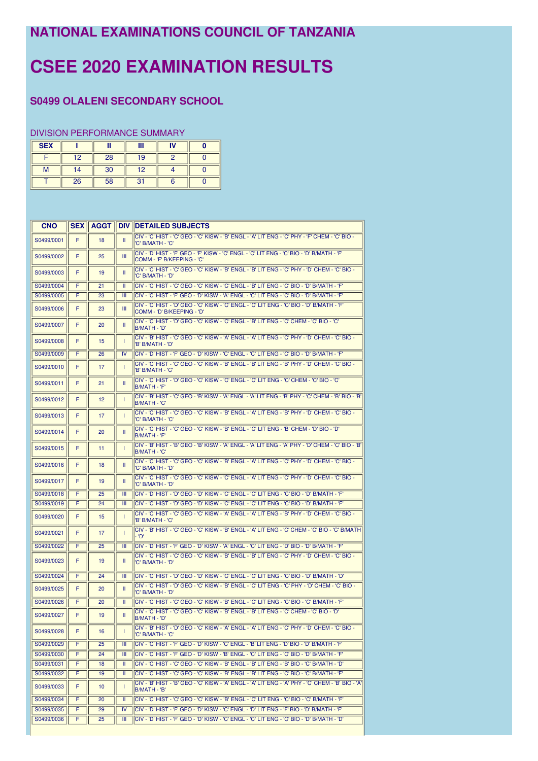# NATIONAL EXAMINATIONS COUNCIL OF TANZANIA

# CSEE 2020 EXAMINATION RESULTS

### S0499 OLALENI SECONDARY SCHOOL

DIVISION PERFORMANCE SUMMARY

| SEX | I | II | III | IV | 0 |
|---|---|---|---|---|---|
| F | 12 | 28 | 19 | 2 | 0 |
| M | 14 | 30 | 12 | 4 | 0 |
| T | 26 | 58 | 31 | 6 | 0 |

| CNO | SEX | AGGT | DIV | DETAILED SUBJECTS |
|---|---|---|---|---|
| S0499/0001 | F | 18 | II | CIV - 'C' HIST - 'C' GEO - 'C' KISW - 'B' ENGL - 'A' LIT ENG - 'C' PHY - 'F' CHEM - 'C' BIO - 'C' B/MATH - 'C' |
| S0499/0002 | F | 25 | III | CIV - 'D' HIST - 'F' GEO - 'F' KISW - 'C' ENGL - 'C' LIT ENG - 'C' BIO - 'D' B/MATH - 'F' COMM - 'F' B/KEEPING - 'C' |
| S0499/0003 | F | 19 | II | CIV - 'C' HIST - 'C' GEO - 'C' KISW - 'B' ENGL - 'B' LIT ENG - 'C' PHY - 'D' CHEM - 'C' BIO - 'C' B/MATH - 'D' |
| S0499/0004 | F | 21 | II | CIV - 'C' HIST - 'C' GEO - 'C' KISW - 'C' ENGL - 'B' LIT ENG - 'C' BIO - 'D' B/MATH - 'F' |
| S0499/0005 | F | 23 | III | CIV - 'C' HIST - 'F' GEO - 'D' KISW - 'A' ENGL - 'C' LIT ENG - 'C' BIO - 'D' B/MATH - 'F' |
| S0499/0006 | F | 23 | III | CIV - 'C' HIST - 'D' GEO - 'C' KISW - 'C' ENGL - 'C' LIT ENG - 'C' BIO - 'D' B/MATH - 'F' COMM - 'D' B/KEEPING - 'D' |
| S0499/0007 | F | 20 | II | CIV - 'C' HIST - 'D' GEO - 'C' KISW - 'C' ENGL - 'B' LIT ENG - 'C' CHEM - 'C' BIO - 'C' B/MATH - 'D' |
| S0499/0008 | F | 15 | I | CIV - 'B' HIST - 'C' GEO - 'C' KISW - 'A' ENGL - 'A' LIT ENG - 'C' PHY - 'D' CHEM - 'C' BIO - 'B' B/MATH - 'D' |
| S0499/0009 | F | 26 | IV | CIV - 'D' HIST - 'F' GEO - 'D' KISW - 'C' ENGL - 'C' LIT ENG - 'C' BIO - 'D' B/MATH - 'F' |
| S0499/0010 | F | 17 | I | CIV - 'C' HIST - 'C' GEO - 'C' KISW - 'B' ENGL - 'B' LIT ENG - 'B' PHY - 'D' CHEM - 'C' BIO - 'B' B/MATH - 'C' |
| S0499/0011 | F | 21 | II | CIV - 'C' HIST - 'D' GEO - 'C' KISW - 'C' ENGL - 'C' LIT ENG - 'C' CHEM - 'C' BIO - 'C' B/MATH - 'F' |
| S0499/0012 | F | 12 | I | CIV - 'B' HIST - 'C' GEO - 'B' KISW - 'A' ENGL - 'A' LIT ENG - 'B' PHY - 'C' CHEM - 'B' BIO - 'B' B/MATH - 'C' |
| S0499/0013 | F | 17 | I | CIV - 'C' HIST - 'C' GEO - 'C' KISW - 'B' ENGL - 'A' LIT ENG - 'B' PHY - 'D' CHEM - 'C' BIO - 'C' B/MATH - 'C' |
| S0499/0014 | F | 20 | II | CIV - 'C' HIST - 'C' GEO - 'C' KISW - 'B' ENGL - 'C' LIT ENG - 'B' CHEM - 'D' BIO - 'D' B/MATH - 'F' |
| S0499/0015 | F | 11 | I | CIV - 'B' HIST - 'B' GEO - 'B' KISW - 'A' ENGL - 'A' LIT ENG - 'A' PHY - 'D' CHEM - 'C' BIO - 'B' B/MATH - 'C' |
| S0499/0016 | F | 18 | II | CIV - 'C' HIST - 'C' GEO - 'C' KISW - 'B' ENGL - 'A' LIT ENG - 'C' PHY - 'D' CHEM - 'C' BIO - 'C' B/MATH - 'D' |
| S0499/0017 | F | 19 | II | CIV - 'C' HIST - 'C' GEO - 'C' KISW - 'C' ENGL - 'A' LIT ENG - 'C' PHY - 'D' CHEM - 'C' BIO - 'C' B/MATH - 'D' |
| S0499/0018 | F | 25 | III | CIV - 'D' HIST - 'D' GEO - 'D' KISW - 'C' ENGL - 'C' LIT ENG - 'C' BIO - 'D' B/MATH - 'F' |
| S0499/0019 | F | 24 | III | CIV - 'C' HIST - 'D' GEO - 'D' KISW - 'C' ENGL - 'C' LIT ENG - 'C' BIO - 'D' B/MATH - 'F' |
| S0499/0020 | F | 15 | I | CIV - 'C' HIST - 'C' GEO - 'C' KISW - 'A' ENGL - 'A' LIT ENG - 'B' PHY - 'D' CHEM - 'C' BIO - 'B' B/MATH - 'C' |
| S0499/0021 | F | 17 | I | CIV - 'B' HIST - 'C' GEO - 'C' KISW - 'B' ENGL - 'A' LIT ENG - 'C' CHEM - 'C' BIO - 'C' B/MATH - 'D' |
| S0499/0022 | F | 25 | III | CIV - 'D' HIST - 'F' GEO - 'D' KISW - 'A' ENGL - 'C' LIT ENG - 'D' BIO - 'D' B/MATH - 'F' |
| S0499/0023 | F | 19 | II | CIV - 'C' HIST - 'C' GEO - 'C' KISW - 'B' ENGL - 'B' LIT ENG - 'C' PHY - 'D' CHEM - 'C' BIO - 'C' B/MATH - 'D' |
| S0499/0024 | F | 24 | III | CIV - 'C' HIST - 'D' GEO - 'D' KISW - 'C' ENGL - 'C' LIT ENG - 'C' BIO - 'D' B/MATH - 'D' |
| S0499/0025 | F | 20 | II | CIV - 'C' HIST - 'D' GEO - 'C' KISW - 'B' ENGL - 'C' LIT ENG - 'C' PHY - 'D' CHEM - 'C' BIO - 'C' B/MATH - 'D' |
| S0499/0026 | F | 20 | II | CIV - 'C' HIST - 'C' GEO - 'C' KISW - 'B' ENGL - 'C' LIT ENG - 'C' BIO - 'C' B/MATH - 'F' |
| S0499/0027 | F | 19 | II | CIV - 'C' HIST - 'C' GEO - 'C' KISW - 'B' ENGL - 'B' LIT ENG - 'C' CHEM - 'C' BIO - 'D' B/MATH - 'D' |
| S0499/0028 | F | 16 | I | CIV - 'B' HIST - 'D' GEO - 'C' KISW - 'A' ENGL - 'A' LIT ENG - 'C' PHY - 'D' CHEM - 'C' BIO - 'C' B/MATH - 'C' |
| S0499/0029 | F | 25 | III | CIV - 'C' HIST - 'F' GEO - 'D' KISW - 'C' ENGL - 'B' LIT ENG - 'D' BIO - 'D' B/MATH - 'F' |
| S0499/0030 | F | 24 | III | CIV - 'C' HIST - 'F' GEO - 'D' KISW - 'B' ENGL - 'C' LIT ENG - 'C' BIO - 'D' B/MATH - 'F' |
| S0499/0031 | F | 18 | II | CIV - 'C' HIST - 'C' GEO - 'C' KISW - 'B' ENGL - 'B' LIT ENG - 'B' BIO - 'C' B/MATH - 'D' |
| S0499/0032 | F | 19 | II | CIV - 'C' HIST - 'C' GEO - 'C' KISW - 'B' ENGL - 'B' LIT ENG - 'C' BIO - 'C' B/MATH - 'F' |
| S0499/0033 | F | 10 | I | CIV - 'B' HIST - 'B' GEO - 'C' KISW - 'A' ENGL - 'A' LIT ENG - 'A' PHY - 'C' CHEM - 'B' BIO - 'A' B/MATH - 'B' |
| S0499/0034 | F | 20 | II | CIV - 'C' HIST - 'C' GEO - 'C' KISW - 'B' ENGL - 'C' LIT ENG - 'C' BIO - 'C' B/MATH - 'F' |
| S0499/0035 | F | 29 | IV | CIV - 'D' HIST - 'F' GEO - 'D' KISW - 'C' ENGL - 'D' LIT ENG - 'F' BIO - 'D' B/MATH - 'F' |
| S0499/0036 | F | 25 | III | CIV - 'D' HIST - 'F' GEO - 'D' KISW - 'C' ENGL - 'C' LIT ENG - 'C' BIO - 'D' B/MATH - 'D' |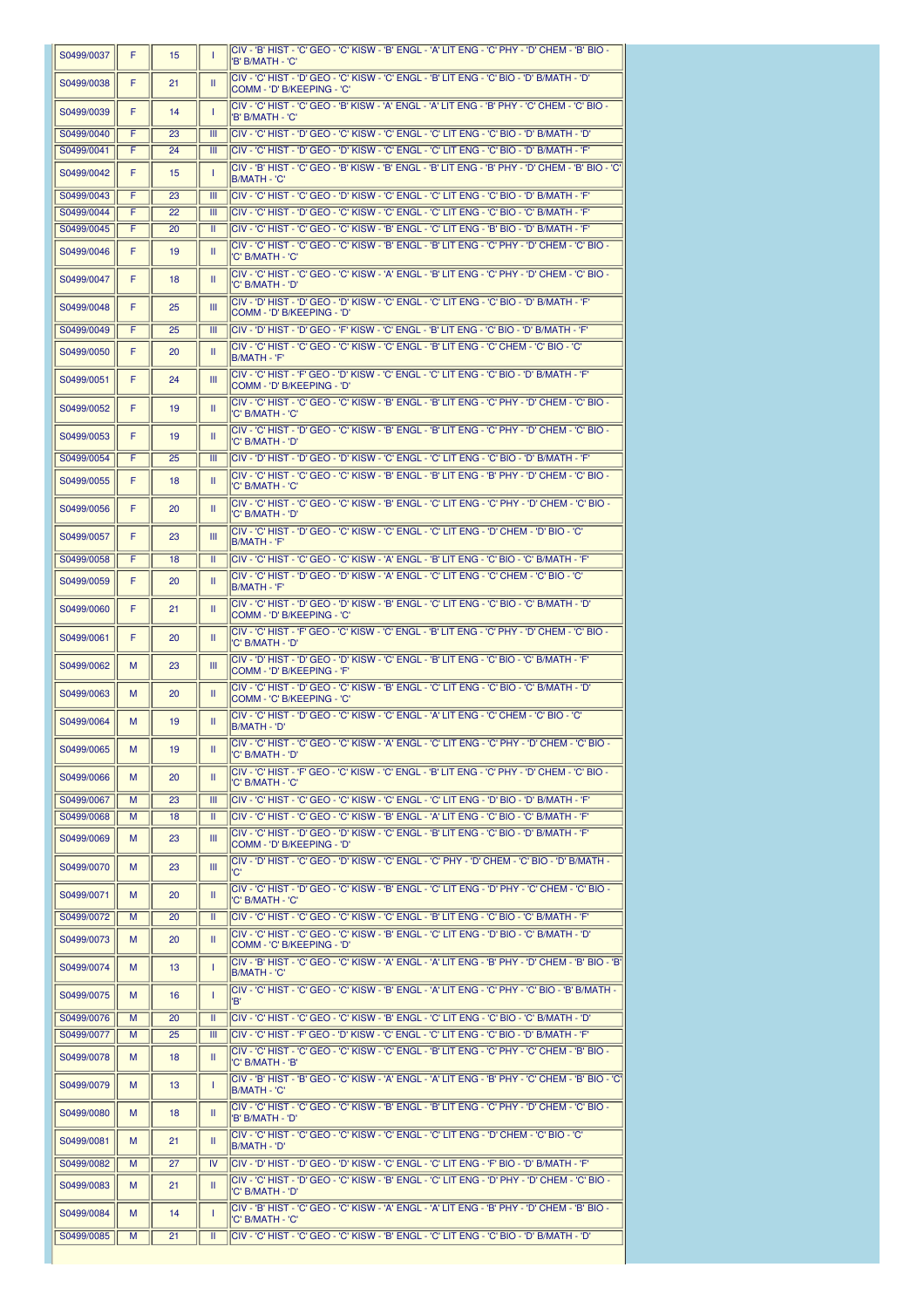| | | | | |
|---|---|---|---|---|
| S0499/0037 | F | 15 | I | CIV - 'B' HIST - 'C' GEO - 'C' KISW - 'B' ENGL - 'A' LIT ENG - 'C' PHY - 'D' CHEM - 'B' BIO - 'B' B/MATH - 'C' |
| S0499/0038 | F | 21 | II | CIV - 'C' HIST - 'D' GEO - 'C' KISW - 'C' ENGL - 'B' LIT ENG - 'C' BIO - 'D' B/MATH - 'D' COMM - 'D' B/KEEPING - 'C' |
| S0499/0039 | F | 14 | I | CIV - 'C' HIST - 'C' GEO - 'B' KISW - 'A' ENGL - 'A' LIT ENG - 'B' PHY - 'C' CHEM - 'C' BIO - 'B' B/MATH - 'C' |
| S0499/0040 | F | 23 | III | CIV - 'C' HIST - 'D' GEO - 'C' KISW - 'C' ENGL - 'C' LIT ENG - 'C' BIO - 'D' B/MATH - 'D' |
| S0499/0041 | F | 24 | III | CIV - 'C' HIST - 'D' GEO - 'D' KISW - 'C' ENGL - 'C' LIT ENG - 'C' BIO - 'D' B/MATH - 'F' |
| S0499/0042 | F | 15 | I | CIV - 'B' HIST - 'C' GEO - 'B' KISW - 'B' ENGL - 'B' LIT ENG - 'B' PHY - 'D' CHEM - 'B' BIO - 'C' B/MATH - 'C' |
| S0499/0043 | F | 23 | III | CIV - 'C' HIST - 'C' GEO - 'D' KISW - 'C' ENGL - 'C' LIT ENG - 'C' BIO - 'D' B/MATH - 'F' |
| S0499/0044 | F | 22 | III | CIV - 'C' HIST - 'D' GEO - 'C' KISW - 'C' ENGL - 'C' LIT ENG - 'C' BIO - 'C' B/MATH - 'F' |
| S0499/0045 | F | 20 | II | CIV - 'C' HIST - 'C' GEO - 'C' KISW - 'B' ENGL - 'C' LIT ENG - 'B' BIO - 'D' B/MATH - 'F' |
| S0499/0046 | F | 19 | II | CIV - 'C' HIST - 'C' GEO - 'C' KISW - 'B' ENGL - 'B' LIT ENG - 'C' PHY - 'D' CHEM - 'C' BIO - 'C' B/MATH - 'C' |
| S0499/0047 | F | 18 | II | CIV - 'C' HIST - 'C' GEO - 'C' KISW - 'A' ENGL - 'B' LIT ENG - 'C' PHY - 'D' CHEM - 'C' BIO - 'C' B/MATH - 'D' |
| S0499/0048 | F | 25 | III | CIV - 'D' HIST - 'D' GEO - 'D' KISW - 'C' ENGL - 'C' LIT ENG - 'C' BIO - 'D' B/MATH - 'F' COMM - 'D' B/KEEPING - 'D' |
| S0499/0049 | F | 25 | III | CIV - 'D' HIST - 'D' GEO - 'F' KISW - 'C' ENGL - 'B' LIT ENG - 'C' BIO - 'D' B/MATH - 'F' |
| S0499/0050 | F | 20 | II | CIV - 'C' HIST - 'C' GEO - 'C' KISW - 'C' ENGL - 'B' LIT ENG - 'C' CHEM - 'C' BIO - 'C' B/MATH - 'F' |
| S0499/0051 | F | 24 | III | CIV - 'C' HIST - 'F' GEO - 'D' KISW - 'C' ENGL - 'C' LIT ENG - 'C' BIO - 'D' B/MATH - 'F' COMM - 'D' B/KEEPING - 'D' |
| S0499/0052 | F | 19 | II | CIV - 'C' HIST - 'C' GEO - 'C' KISW - 'B' ENGL - 'B' LIT ENG - 'C' PHY - 'D' CHEM - 'C' BIO - 'C' B/MATH - 'C' |
| S0499/0053 | F | 19 | II | CIV - 'C' HIST - 'D' GEO - 'C' KISW - 'B' ENGL - 'B' LIT ENG - 'C' PHY - 'D' CHEM - 'C' BIO - 'C' B/MATH - 'D' |
| S0499/0054 | F | 25 | III | CIV - 'D' HIST - 'D' GEO - 'D' KISW - 'C' ENGL - 'C' LIT ENG - 'C' BIO - 'D' B/MATH - 'F' |
| S0499/0055 | F | 18 | II | CIV - 'C' HIST - 'C' GEO - 'C' KISW - 'B' ENGL - 'B' LIT ENG - 'B' PHY - 'D' CHEM - 'C' BIO - 'C' B/MATH - 'C' |
| S0499/0056 | F | 20 | II | CIV - 'C' HIST - 'C' GEO - 'C' KISW - 'B' ENGL - 'C' LIT ENG - 'C' PHY - 'D' CHEM - 'C' BIO - 'C' B/MATH - 'D' |
| S0499/0057 | F | 23 | III | CIV - 'C' HIST - 'D' GEO - 'C' KISW - 'C' ENGL - 'C' LIT ENG - 'D' CHEM - 'D' BIO - 'C' B/MATH - 'F' |
| S0499/0058 | F | 18 | II | CIV - 'C' HIST - 'C' GEO - 'C' KISW - 'A' ENGL - 'B' LIT ENG - 'C' BIO - 'C' B/MATH - 'F' |
| S0499/0059 | F | 20 | II | CIV - 'C' HIST - 'D' GEO - 'D' KISW - 'A' ENGL - 'C' LIT ENG - 'C' CHEM - 'C' BIO - 'C' B/MATH - 'F' |
| S0499/0060 | F | 21 | II | CIV - 'C' HIST - 'D' GEO - 'D' KISW - 'B' ENGL - 'C' LIT ENG - 'C' BIO - 'C' B/MATH - 'D' COMM - 'D' B/KEEPING - 'C' |
| S0499/0061 | F | 20 | II | CIV - 'C' HIST - 'F' GEO - 'C' KISW - 'C' ENGL - 'B' LIT ENG - 'C' PHY - 'D' CHEM - 'C' BIO - 'C' B/MATH - 'D' |
| S0499/0062 | M | 23 | III | CIV - 'D' HIST - 'D' GEO - 'D' KISW - 'C' ENGL - 'B' LIT ENG - 'C' BIO - 'C' B/MATH - 'F' COMM - 'D' B/KEEPING - 'F' |
| S0499/0063 | M | 20 | II | CIV - 'C' HIST - 'D' GEO - 'C' KISW - 'B' ENGL - 'C' LIT ENG - 'C' BIO - 'C' B/MATH - 'D' COMM - 'C' B/KEEPING - 'C' |
| S0499/0064 | M | 19 | II | CIV - 'C' HIST - 'D' GEO - 'C' KISW - 'C' ENGL - 'A' LIT ENG - 'C' CHEM - 'C' BIO - 'C' B/MATH - 'D' |
| S0499/0065 | M | 19 | II | CIV - 'C' HIST - 'C' GEO - 'C' KISW - 'A' ENGL - 'C' LIT ENG - 'C' PHY - 'D' CHEM - 'C' BIO - 'C' B/MATH - 'D' |
| S0499/0066 | M | 20 | II | CIV - 'C' HIST - 'F' GEO - 'C' KISW - 'C' ENGL - 'B' LIT ENG - 'C' PHY - 'D' CHEM - 'C' BIO - 'C' B/MATH - 'C' |
| S0499/0067 | M | 23 | III | CIV - 'C' HIST - 'C' GEO - 'C' KISW - 'C' ENGL - 'C' LIT ENG - 'D' BIO - 'D' B/MATH - 'F' |
| S0499/0068 | M | 18 | II | CIV - 'C' HIST - 'C' GEO - 'C' KISW - 'B' ENGL - 'A' LIT ENG - 'C' BIO - 'C' B/MATH - 'F' |
| S0499/0069 | M | 23 | III | CIV - 'C' HIST - 'D' GEO - 'D' KISW - 'C' ENGL - 'B' LIT ENG - 'C' BIO - 'D' B/MATH - 'F' COMM - 'D' B/KEEPING - 'D' |
| S0499/0070 | M | 23 | III | CIV - 'D' HIST - 'C' GEO - 'D' KISW - 'C' ENGL - 'C' PHY - 'D' CHEM - 'C' BIO - 'D' B/MATH - 'C' |
| S0499/0071 | M | 20 | II | CIV - 'C' HIST - 'D' GEO - 'C' KISW - 'B' ENGL - 'C' LIT ENG - 'D' PHY - 'C' CHEM - 'C' BIO - 'C' B/MATH - 'C' |
| S0499/0072 | M | 20 | II | CIV - 'C' HIST - 'C' GEO - 'C' KISW - 'C' ENGL - 'B' LIT ENG - 'C' BIO - 'C' B/MATH - 'F' |
| S0499/0073 | M | 20 | II | CIV - 'C' HIST - 'C' GEO - 'C' KISW - 'B' ENGL - 'C' LIT ENG - 'D' BIO - 'C' B/MATH - 'D' COMM - 'C' B/KEEPING - 'D' |
| S0499/0074 | M | 13 | I | CIV - 'B' HIST - 'C' GEO - 'C' KISW - 'A' ENGL - 'A' LIT ENG - 'B' PHY - 'D' CHEM - 'B' BIO - 'B' B/MATH - 'C' |
| S0499/0075 | M | 16 | I | CIV - 'C' HIST - 'C' GEO - 'C' KISW - 'B' ENGL - 'A' LIT ENG - 'C' PHY - 'C' BIO - 'B' B/MATH - 'B' |
| S0499/0076 | M | 20 | II | CIV - 'C' HIST - 'C' GEO - 'C' KISW - 'B' ENGL - 'C' LIT ENG - 'C' BIO - 'C' B/MATH - 'D' |
| S0499/0077 | M | 25 | III | CIV - 'C' HIST - 'F' GEO - 'D' KISW - 'C' ENGL - 'C' LIT ENG - 'C' BIO - 'D' B/MATH - 'F' |
| S0499/0078 | M | 18 | II | CIV - 'C' HIST - 'C' GEO - 'C' KISW - 'C' ENGL - 'B' LIT ENG - 'C' PHY - 'C' CHEM - 'B' BIO - 'C' B/MATH - 'B' |
| S0499/0079 | M | 13 | I | CIV - 'B' HIST - 'B' GEO - 'C' KISW - 'A' ENGL - 'A' LIT ENG - 'B' PHY - 'C' CHEM - 'B' BIO - 'C' B/MATH - 'C' |
| S0499/0080 | M | 18 | II | CIV - 'C' HIST - 'C' GEO - 'C' KISW - 'B' ENGL - 'B' LIT ENG - 'C' PHY - 'D' CHEM - 'C' BIO - 'B' B/MATH - 'D' |
| S0499/0081 | M | 21 | II | CIV - 'C' HIST - 'C' GEO - 'C' KISW - 'C' ENGL - 'C' LIT ENG - 'D' CHEM - 'C' BIO - 'C' B/MATH - 'D' |
| S0499/0082 | M | 27 | IV | CIV - 'D' HIST - 'D' GEO - 'D' KISW - 'C' ENGL - 'C' LIT ENG - 'F' BIO - 'D' B/MATH - 'F' |
| S0499/0083 | M | 21 | II | CIV - 'C' HIST - 'D' GEO - 'C' KISW - 'B' ENGL - 'C' LIT ENG - 'D' PHY - 'D' CHEM - 'C' BIO - 'C' B/MATH - 'D' |
| S0499/0084 | M | 14 | I | CIV - 'B' HIST - 'C' GEO - 'C' KISW - 'A' ENGL - 'A' LIT ENG - 'B' PHY - 'D' CHEM - 'B' BIO - 'C' B/MATH - 'C' |
| S0499/0085 | M | 21 | II | CIV - 'C' HIST - 'C' GEO - 'C' KISW - 'B' ENGL - 'C' LIT ENG - 'C' BIO - 'D' B/MATH - 'D' |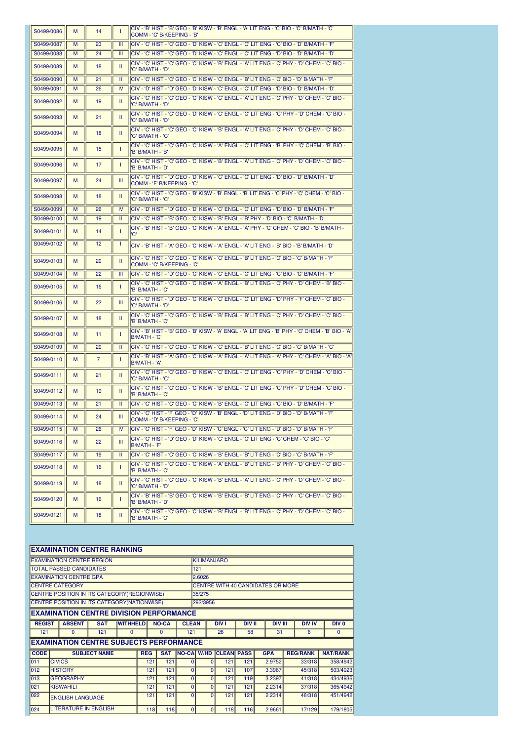| | | | | |
|---|---|---|---|---|
| S0499/0086 | M | 14 | I | CIV - 'B' HIST - 'B' GEO - 'B' KISW - 'B' ENGL - 'A' LIT ENG - 'C' BIO - 'C' B/MATH - 'C' COMM - 'C' B/KEEPING - 'B' |
| S0499/0087 | M | 23 | III | CIV - 'C' HIST - 'C' GEO - 'D' KISW - 'C' ENGL - 'C' LIT ENG - 'C' BIO - 'D' B/MATH - 'F' |
| S0499/0088 | M | 24 | III | CIV - 'C' HIST - 'C' GEO - 'D' KISW - 'C' ENGL - 'C' LIT ENG - 'D' BIO - 'D' B/MATH - 'D' |
| S0499/0089 | M | 18 | II | CIV - 'C' HIST - 'C' GEO - 'C' KISW - 'B' ENGL - 'A' LIT ENG - 'C' PHY - 'D' CHEM - 'C' BIO - 'C' B/MATH - 'D' |
| S0499/0090 | M | 21 | II | CIV - 'C' HIST - 'C' GEO - 'C' KISW - 'C' ENGL - 'B' LIT ENG - 'C' BIO - 'D' B/MATH - 'F' |
| S0499/0091 | M | 26 | IV | CIV - 'D' HIST - 'D' GEO - 'D' KISW - 'C' ENGL - 'C' LIT ENG - 'D' BIO - 'D' B/MATH - 'D' |
| S0499/0092 | M | 19 | II | CIV - 'C' HIST - 'C' GEO - 'C' KISW - 'C' ENGL - 'A' LIT ENG - 'C' PHY - 'D' CHEM - 'C' BIO - 'C' B/MATH - 'D' |
| S0499/0093 | M | 21 | II | CIV - 'C' HIST - 'C' GEO - 'D' KISW - 'C' ENGL - 'C' LIT ENG - 'C' PHY - 'D' CHEM - 'C' BIO - 'C' B/MATH - 'D' |
| S0499/0094 | M | 18 | II | CIV - 'C' HIST - 'C' GEO - 'C' KISW - 'B' ENGL - 'A' LIT ENG - 'C' PHY - 'D' CHEM - 'C' BIO - 'C' B/MATH - 'C' |
| S0499/0095 | M | 15 | I | CIV - 'C' HIST - 'C' GEO - 'C' KISW - 'A' ENGL - 'C' LIT ENG - 'B' PHY - 'C' CHEM - 'B' BIO - 'B' B/MATH - 'B' |
| S0499/0096 | M | 17 | I | CIV - 'C' HIST - 'C' GEO - 'C' KISW - 'B' ENGL - 'A' LIT ENG - 'C' PHY - 'D' CHEM - 'C' BIO - 'B' B/MATH - 'D' |
| S0499/0097 | M | 24 | III | CIV - 'C' HIST - 'D' GEO - 'D' KISW - 'C' ENGL - 'C' LIT ENG - 'D' BIO - 'D' B/MATH - 'D' COMM - 'F' B/KEEPING - 'C' |
| S0499/0098 | M | 18 | II | CIV - 'C' HIST - 'C' GEO - 'B' KISW - 'B' ENGL - 'B' LIT ENG - 'C' PHY - 'C' CHEM - 'C' BIO - 'C' B/MATH - 'C' |
| S0499/0099 | M | 26 | IV | CIV - 'D' HIST - 'D' GEO - 'D' KISW - 'C' ENGL - 'C' LIT ENG - 'D' BIO - 'D' B/MATH - 'F' |
| S0499/0100 | M | 19 | II | CIV - 'C' HIST - 'B' GEO - 'C' KISW - 'B' ENGL - 'B' PHY - 'D' BIO - 'C' B/MATH - 'D' |
| S0499/0101 | M | 14 | I | CIV - 'B' HIST - 'B' GEO - 'C' KISW - 'A' ENGL - 'A' PHY - 'C' CHEM - 'C' BIO - 'B' B/MATH - 'C' |
| S0499/0102 | M | 12 | I | CIV - 'B' HIST - 'A' GEO - 'C' KISW - 'A' ENGL - 'A' LIT ENG - 'B' BIO - 'B' B/MATH - 'D' |
| S0499/0103 | M | 20 | II | CIV - 'C' HIST - 'C' GEO - 'C' KISW - 'C' ENGL - 'B' LIT ENG - 'C' BIO - 'C' B/MATH - 'F' COMM - 'C' B/KEEPING - 'C' |
| S0499/0104 | M | 22 | III | CIV - 'C' HIST - 'D' GEO - 'C' KISW - 'C' ENGL - 'C' LIT ENG - 'C' BIO - 'C' B/MATH - 'F' |
| S0499/0105 | M | 16 | I | CIV - 'C' HIST - 'C' GEO - 'C' KISW - 'A' ENGL - 'B' LIT ENG - 'C' PHY - 'D' CHEM - 'B' BIO - 'B' B/MATH - 'C' |
| S0499/0106 | M | 22 | III | CIV - 'C' HIST - 'D' GEO - 'C' KISW - 'C' ENGL - 'C' LIT ENG - 'D' PHY - 'F' CHEM - 'C' BIO - 'C' B/MATH - 'D' |
| S0499/0107 | M | 18 | II | CIV - 'C' HIST - 'C' GEO - 'C' KISW - 'B' ENGL - 'B' LIT ENG - 'C' PHY - 'D' CHEM - 'C' BIO - 'B' B/MATH - 'C' |
| S0499/0108 | M | 11 | I | CIV - 'B' HIST - 'B' GEO - 'B' KISW - 'A' ENGL - 'A' LIT ENG - 'B' PHY - 'C' CHEM - 'B' BIO - 'A' B/MATH - 'C' |
| S0499/0109 | M | 20 | II | CIV - 'C' HIST - 'C' GEO - 'C' KISW - 'C' ENGL - 'B' LIT ENG - 'C' BIO - 'C' B/MATH - 'C' |
| S0499/0110 | M | 7 | I | CIV - 'B' HIST - 'A' GEO - 'C' KISW - 'A' ENGL - 'A' LIT ENG - 'A' PHY - 'C' CHEM - 'A' BIO - 'A' B/MATH - 'A' |
| S0499/0111 | M | 21 | II | CIV - 'C' HIST - 'C' GEO - 'D' KISW - 'C' ENGL - 'C' LIT ENG - 'C' PHY - 'D' CHEM - 'C' BIO - 'C' B/MATH - 'C' |
| S0499/0112 | M | 19 | II | CIV - 'C' HIST - 'C' GEO - 'C' KISW - 'B' ENGL - 'C' LIT ENG - 'C' PHY - 'D' CHEM - 'C' BIO - 'B' B/MATH - 'C' |
| S0499/0113 | M | 21 | II | CIV - 'C' HIST - 'C' GEO - 'C' KISW - 'B' ENGL - 'C' LIT ENG - 'C' BIO - 'D' B/MATH - 'F' |
| S0499/0114 | M | 24 | III | CIV - 'C' HIST - 'F' GEO - 'D' KISW - 'B' ENGL - 'D' LIT ENG - 'D' BIO - 'D' B/MATH - 'F' COMM - 'D' B/KEEPING - 'C' |
| S0499/0115 | M | 26 | IV | CIV - 'C' HIST - 'F' GEO - 'D' KISW - 'C' ENGL - 'C' LIT ENG - 'D' BIO - 'D' B/MATH - 'F' |
| S0499/0116 | M | 22 | III | CIV - 'C' HIST - 'D' GEO - 'D' KISW - 'C' ENGL - 'C' LIT ENG - 'C' CHEM - 'C' BIO - 'C' B/MATH - 'F' |
| S0499/0117 | M | 19 | II | CIV - 'C' HIST - 'C' GEO - 'C' KISW - 'B' ENGL - 'B' LIT ENG - 'C' BIO - 'C' B/MATH - 'F' |
| S0499/0118 | M | 16 | I | CIV - 'C' HIST - 'C' GEO - 'C' KISW - 'A' ENGL - 'B' LIT ENG - 'B' PHY - 'D' CHEM - 'C' BIO - 'B' B/MATH - 'C' |
| S0499/0119 | M | 18 | II | CIV - 'C' HIST - 'C' GEO - 'C' KISW - 'B' ENGL - 'A' LIT ENG - 'C' PHY - 'D' CHEM - 'C' BIO - 'C' B/MATH - 'D' |
| S0499/0120 | M | 16 | I | CIV - 'B' HIST - 'B' GEO - 'C' KISW - 'B' ENGL - 'B' LIT ENG - 'C' PHY - 'C' CHEM - 'C' BIO - 'B' B/MATH - 'D' |
| S0499/0121 | M | 18 | II | CIV - 'C' HIST - 'C' GEO - 'C' KISW - 'B' ENGL - 'B' LIT ENG - 'C' PHY - 'D' CHEM - 'C' BIO - 'B' B/MATH - 'C' |

## EXAMINATION CENTRE RANKING

| | |
|---|---|
| EXAMINATION CENTRE REGION | KILIMANJARO |
| TOTAL PASSED CANDIDATES | 121 |
| EXAMINATION CENTRE GPA | 2.6026 |
| CENTRE CATEGORY | CENTRE WITH 40 CANDIDATES OR MORE |
| CENTRE POSITION IN ITS CATEGORY(REGIONWISE) | 35/275 |
| CENTRE POSITION IN ITS CATEGORY(NATIONWISE) | 292/3956 |

## EXAMINATION CENTRE DIVISION PERFORMANCE

| REGIST | ABSENT | SAT | WITHHELD | NO-CA | CLEAN | DIV I | DIV II | DIV III | DIV IV | DIV 0 |
|---|---|---|---|---|---|---|---|---|---|---|
| 121 | 0 | 121 | 0 | 0 | 121 | 26 | 58 | 31 | 6 | 0 |

## EXAMINATION CENTRE SUBJECTS PERFORMANCE

| CODE | SUBJECT NAME | REG | SAT | NO-CA | W/HD | CLEAN | PASS | GPA | REG/RANK | NAT/RANK |
|---|---|---|---|---|---|---|---|---|---|---|
| 011 | CIVICS | 121 | 121 | 0 | 0 | 121 | 121 | 2.9752 | 33/318 | 358/4942 |
| 012 | HISTORY | 121 | 121 | 0 | 0 | 121 | 107 | 3.3967 | 45/318 | 503/4923 |
| 013 | GEOGRAPHY | 121 | 121 | 0 | 0 | 121 | 119 | 3.2397 | 41/318 | 434/4936 |
| 021 | KISWAHILI | 121 | 121 | 0 | 0 | 121 | 121 | 2.2314 | 37/318 | 365/4942 |
| 022 | ENGLISH LANGUAGE | 121 | 121 | 0 | 0 | 121 | 121 | 2.2314 | 48/318 | 451/4942 |
| 024 | LITERATURE IN ENGLISH | 118 | 118 | 0 | 0 | 118 | 116 | 2.9661 | 17/129 | 179/1805 |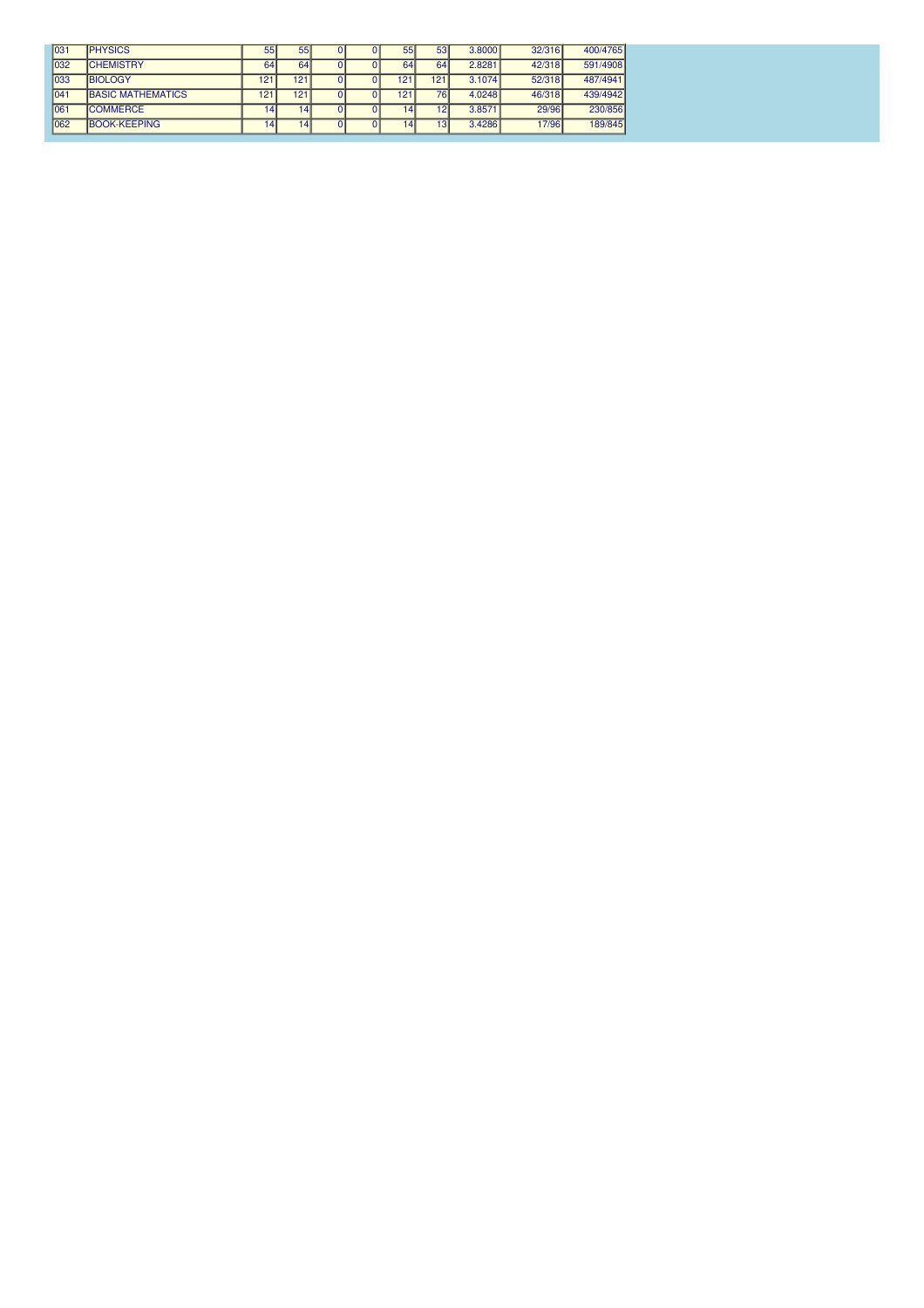| | | | | | | | | | |
|---|---|---|---|---|---|---|---|---|---|
| 031 | PHYSICS | 55 | 55 | 0 | 0 | 55 | 53 | 3.8000 | 32/316 | 400/4765 |
| 032 | CHEMISTRY | 64 | 64 | 0 | 0 | 64 | 64 | 2.8281 | 42/318 | 591/4908 |
| 033 | BIOLOGY | 121 | 121 | 0 | 0 | 121 | 121 | 3.1074 | 52/318 | 487/4941 |
| 041 | BASIC MATHEMATICS | 121 | 121 | 0 | 0 | 121 | 76 | 4.0248 | 46/318 | 439/4942 |
| 061 | COMMERCE | 14 | 14 | 0 | 0 | 14 | 12 | 3.8571 | 29/96 | 230/856 |
| 062 | BOOK-KEEPING | 14 | 14 | 0 | 0 | 14 | 13 | 3.4286 | 17/96 | 189/845 |